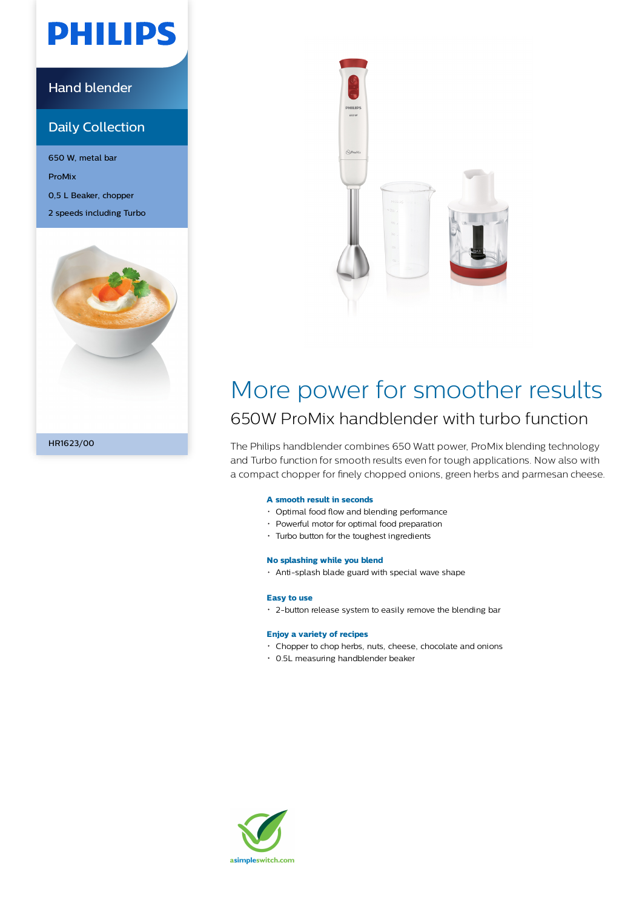PHILIPS

Hand blender

Daily Collection

650 W, metal bar

ProMix

0,5 L Beaker, chopper

2 speeds including Turbo

HR1623/00

# More power for smoother results

## 650W ProMix handblender with turbo function

The Philips handblender combines 650 Watt power, ProMix blending technology and Turbo function for smooth results even for tough applications. Now also with a compact chopper for finely chopped onions, green herbs and parmesan cheese.

**A smooth result in seconds**

- Optimal food flow and blending performance
- Powerful motor for optimal food preparation
- Turbo button for the toughest ingredients

**No splashing while you blend**

- Anti-splash blade guard with special wave shape

**Easy to use**

- 2-button release system to easily remove the blending bar

**Enjoy a variety of recipes**

- Chopper to chop herbs, nuts, cheese, chocolate and onions
- 0.5L measuring handblender beaker

asimpleswitch.com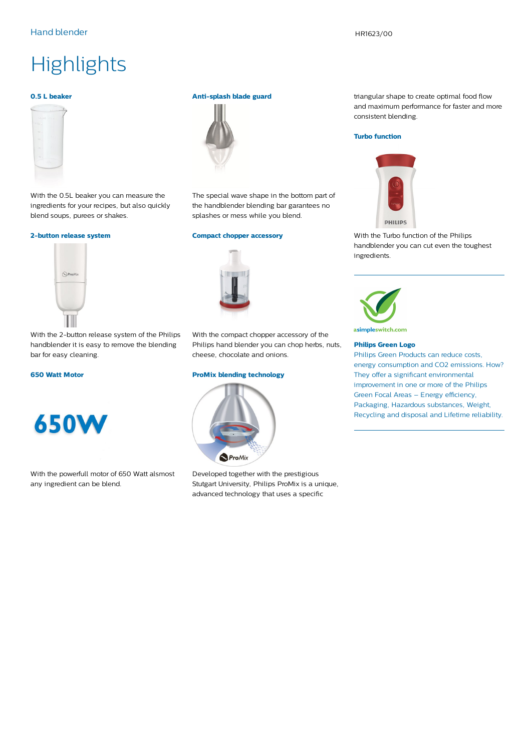# Highlights

### 0.5 L beaker

With the 0.5L beaker you can measure the ingredients for your recipes, but also quickly blend soups, purees or shakes.

### 2-button release system

With the 2-button release system of the Philips handblender it is easy to remove the blending bar for easy cleaning.

### 650 Watt Motor

650W

With the powerfull motor of 650 Watt alsmost any ingredient can be blend.

### Anti-splash blade guard

The special wave shape in the bottom part of the handblender blending bar garantees no splashes or mess while you blend.

### Compact chopper accessory

With the compact chopper accessory of the Philips hand blender you can chop herbs, nuts, cheese, chocolate and onions.

### ProMix blending technology

Developed together with the prestigious Stutgart University, Philips ProMix is a unique, advanced technology that uses a specific triangular shape to create optimal food flow and maximum performance for faster and more consistent blending.

### Turbo function

With the Turbo function of the Philips handblender you can cut even the toughest ingredients.

---

asimpleswitch.com

### Philips Green Logo

Philips Green Products can reduce costs, energy consumption and $CO_2$ emissions. How? They offer a significant environmental improvement in one or more of the Philips Green Focal Areas – Energy efficiency, Packaging, Hazardous substances, Weight, Recycling and disposal and Lifetime reliability.

---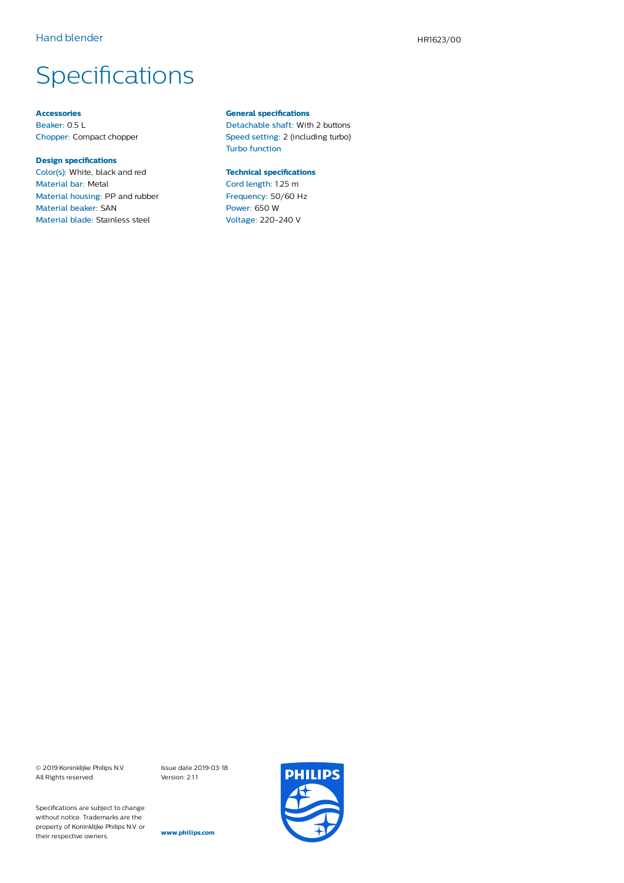# Specifications

### Accessories

Beaker: 0.5 L
Chopper: Compact chopper

### Design specifications

Color(s): White, black and red
Material bar: Metal
Material housing: PP and rubber
Material beaker: SAN
Material blade: Stainless steel

### General specifications

Detachable shaft: With 2 buttons
Speed setting: 2 (including turbo)
Turbo function

### Technical specifications

Cord length: 1.25 m
Frequency: 50/60 Hz
Power: 650 W
Voltage: 220-240 V

© 2019 Koninklijke Philips N.V.
All Rights reserved.

Issue date 2019-03-18
Version: 2.1.1

Specifications are subject to change without notice. Trademarks are the property of Koninklijke Philips N.V. or their respective owners.

www.philips.com